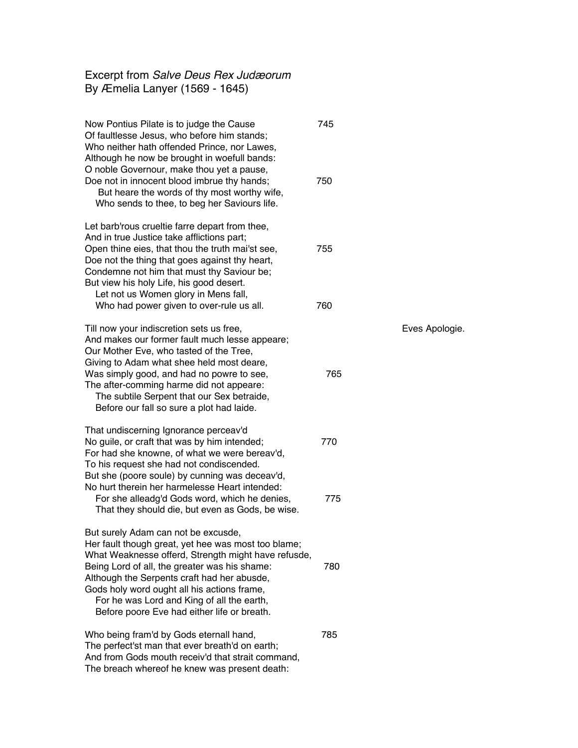Excerpt from *Salve Deus Rex Judæorum*
By Æmelia Lanyer (1569 - 1645)

Now Pontius Pilate is to judge the Cause 745
Of faultlesse Jesus, who before him stands;
Who neither hath offended Prince, nor Lawes,
Although he now be brought in woefull bands:
O noble Governour, make thou yet a pause,
Doe not in innocent blood imbrue thy hands; 750
But heare the words of thy most worthy wife,
Who sends to thee, to beg her Saviours life.

Let barb'rous crueltie farre depart from thee,
And in true Justice take afflictions part;
Open thine eies, that thou the truth mai'st see, 755
Doe not the thing that goes against thy heart,
Condemne not him that must thy Saviour be;
But view his holy Life, his good desert.
Let not us Women glory in Mens fall,
Who had power given to over-rule us all. 760

Eves Apologie.

Till now your indiscretion sets us free,
And makes our former fault much lesse appeare;
Our Mother Eve, who tasted of the Tree,
Giving to Adam what shee held most deare,
Was simply good, and had no powre to see, 765
The after-comming harme did not appeare:
The subtile Serpent that our Sex betraide,
Before our fall so sure a plot had laide.

That undiscerning Ignorance perceav'd
No guile, or craft that was by him intended; 770
For had she knowne, of what we were bereav'd,
To his request she had not condiscended.
But she (poore soule) by cunning was deceav'd,
No hurt therein her harmelesse Heart intended:
For she alleadg'd Gods word, which he denies, 775
That they should die, but even as Gods, be wise.

But surely Adam can not be excusde,
Her fault though great, yet hee was most too blame;
What Weaknesse offerd, Strength might have refusde,
Being Lord of all, the greater was his shame: 780
Although the Serpents craft had her abusde,
Gods holy word ought all his actions frame,
For he was Lord and King of all the earth,
Before poore Eve had either life or breath.

Who being fram'd by Gods eternall hand, 785
The perfect'st man that ever breath'd on earth;
And from Gods mouth receiv'd that strait command,
The breach whereof he knew was present death: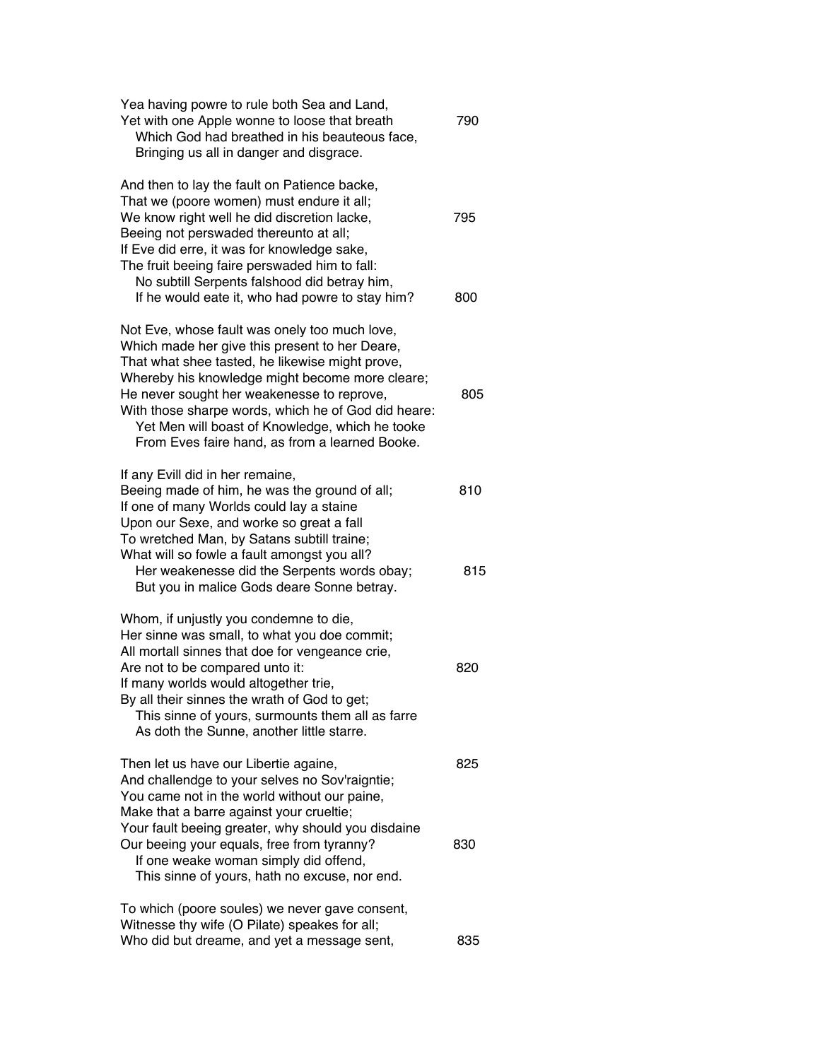Yea having powre to rule both Sea and Land,  
Yet with one Apple wonne to loose that breath 790  
  Which God had breathed in his beauteous face,  
  Bringing us all in danger and disgrace.

And then to lay the fault on Patience backe,  
That we (poore women) must endure it all;  
We know right well he did discretion lacke, 795  
Beeing not perswaded thereunto at all;  
If Eve did erre, it was for knowledge sake,  
The fruit beeing faire perswaded him to fall:  
  No subtill Serpents falshood did betray him,  
  If he would eate it, who had powre to stay him? 800

Not Eve, whose fault was onely too much love,  
Which made her give this present to her Deare,  
That what shee tasted, he likewise might prove,  
Whereby his knowledge might become more cleare;  
He never sought her weakenesse to reprove, 805  
With those sharpe words, which he of God did heare:  
  Yet Men will boast of Knowledge, which he tooke  
  From Eves faire hand, as from a learned Booke.

If any Evill did in her remaine,  
Beeing made of him, he was the ground of all; 810  
If one of many Worlds could lay a staine  
Upon our Sexe, and worke so great a fall  
To wretched Man, by Satans subtill traine;  
What will so fowle a fault amongst you all?  
  Her weakenesse did the Serpents words obay; 815  
  But you in malice Gods deare Sonne betray.

Whom, if unjustly you condemne to die,  
Her sinne was small, to what you doe commit;  
All mortall sinnes that doe for vengeance crie,  
Are not to be compared unto it: 820  
If many worlds would altogether trie,  
By all their sinnes the wrath of God to get;  
  This sinne of yours, surmounts them all as farre  
  As doth the Sunne, another little starre.

Then let us have our Libertie againe, 825  
And challendge to your selves no Sov'raigntie;  
You came not in the world without our paine,  
Make that a barre against your crueltie;  
Your fault beeing greater, why should you disdaine  
Our beeing your equals, free from tyranny? 830  
  If one weake woman simply did offend,  
  This sinne of yours, hath no excuse, nor end.

To which (poore soules) we never gave consent,  
Witnesse thy wife (O Pilate) speakes for all;  
Who did but dreame, and yet a message sent, 835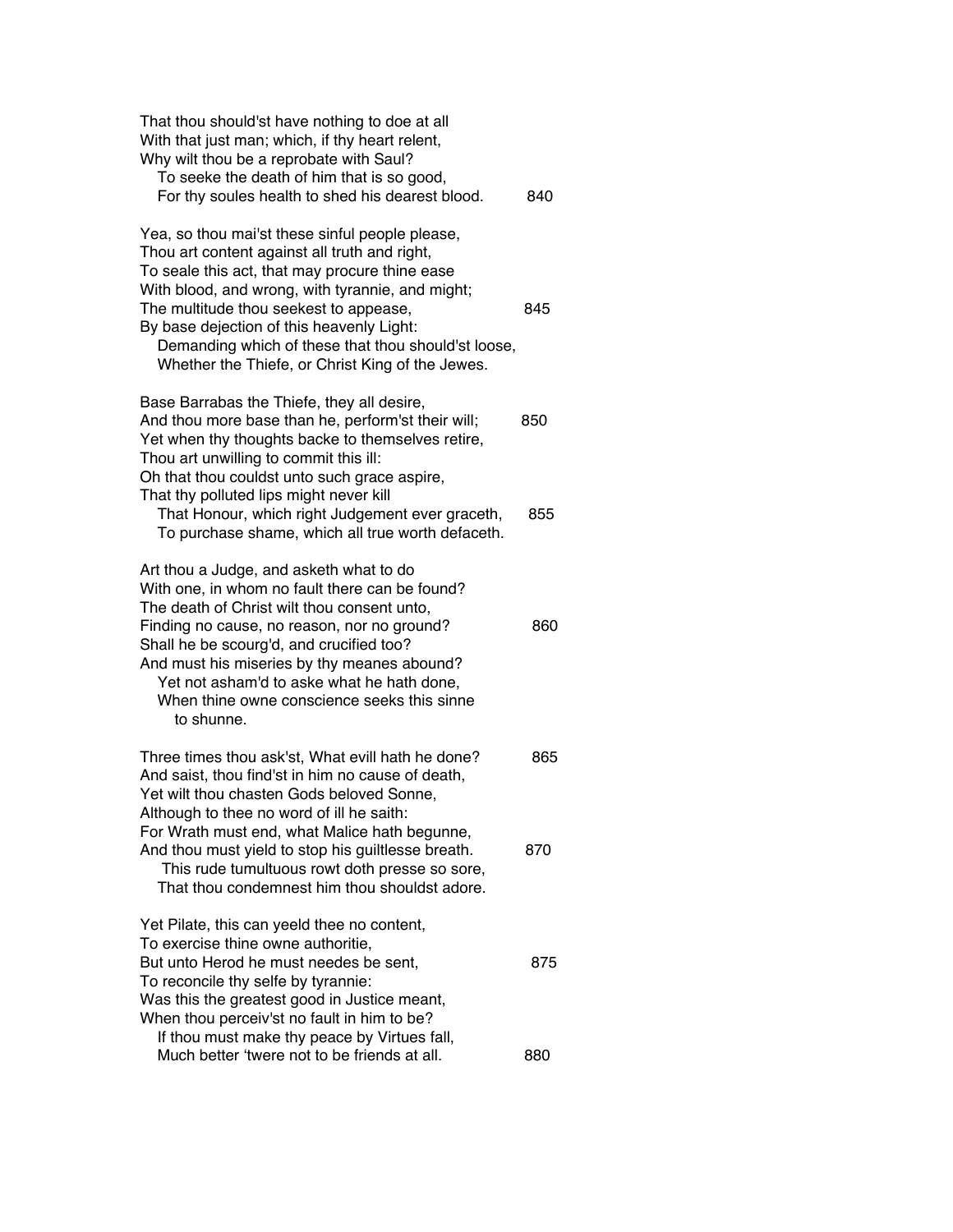That thou should'st have nothing to doe at all  
With that just man; which, if thy heart relent,  
Why wilt thou be a reprobate with Saul?  
  To seeke the death of him that is so good,  
  For thy soules health to shed his dearest blood. 840

Yea, so thou mai'st these sinful people please,  
Thou art content against all truth and right,  
To seale this act, that may procure thine ease  
With blood, and wrong, with tyrannie, and might;  
The multitude thou seekest to appease, 845  
By base dejection of this heavenly Light:  
  Demanding which of these that thou should'st loose,  
  Whether the Thiefe, or Christ King of the Jewes.

Base Barrabas the Thiefe, they all desire,  
And thou more base than he, perform'st their will; 850  
Yet when thy thoughts backe to themselves retire,  
Thou art unwilling to commit this ill:  
Oh that thou couldst unto such grace aspire,  
That thy polluted lips might never kill  
  That Honour, which right Judgement ever graceth, 855  
  To purchase shame, which all true worth defaceth.

Art thou a Judge, and asketh what to do  
With one, in whom no fault there can be found?  
The death of Christ wilt thou consent unto,  
Finding no cause, no reason, nor no ground? 860  
Shall he be scourg'd, and crucified too?  
And must his miseries by thy meanes abound?  
  Yet not asham'd to aske what he hath done,  
  When thine owne conscience seeks this sinne  
    to shunne.

Three times thou ask'st, What evill hath he done? 865  
And saist, thou find'st in him no cause of death,  
Yet wilt thou chasten Gods beloved Sonne,  
Although to thee no word of ill he saith:  
For Wrath must end, what Malice hath begunne,  
And thou must yield to stop his guiltlesse breath. 870  
  This rude tumultuous rowt doth presse so sore,  
  That thou condemnest him thou shouldst adore.

Yet Pilate, this can yeeld thee no content,  
To exercise thine owne authoritie,  
But unto Herod he must needes be sent, 875  
To reconcile thy selfe by tyrannie:  
Was this the greatest good in Justice meant,  
When thou perceiv'st no fault in him to be?  
  If thou must make thy peace by Virtues fall,  
  Much better 'twere not to be friends at all. 880